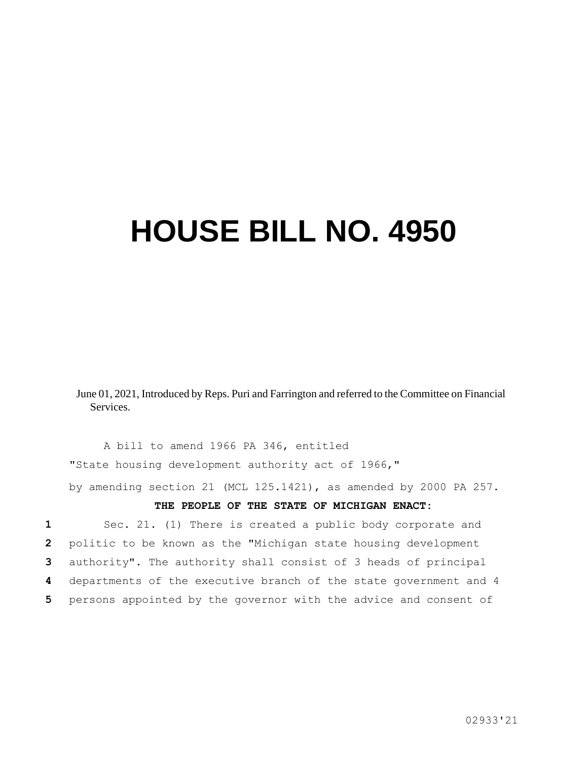# HOUSE BILL NO. 4950

June 01, 2021, Introduced by Reps. Puri and Farrington and referred to the Committee on Financial Services.

A bill to amend 1966 PA 346, entitled

"State housing development authority act of 1966,"

by amending section 21 (MCL 125.1421), as amended by 2000 PA 257.

**THE PEOPLE OF THE STATE OF MICHIGAN ENACT:**

1 Sec. 21. (1) There is created a public body corporate and
2 politic to be known as the "Michigan state housing development
3 authority". The authority shall consist of 3 heads of principal
4 departments of the executive branch of the state government and 4
5 persons appointed by the governor with the advice and consent of

02933'21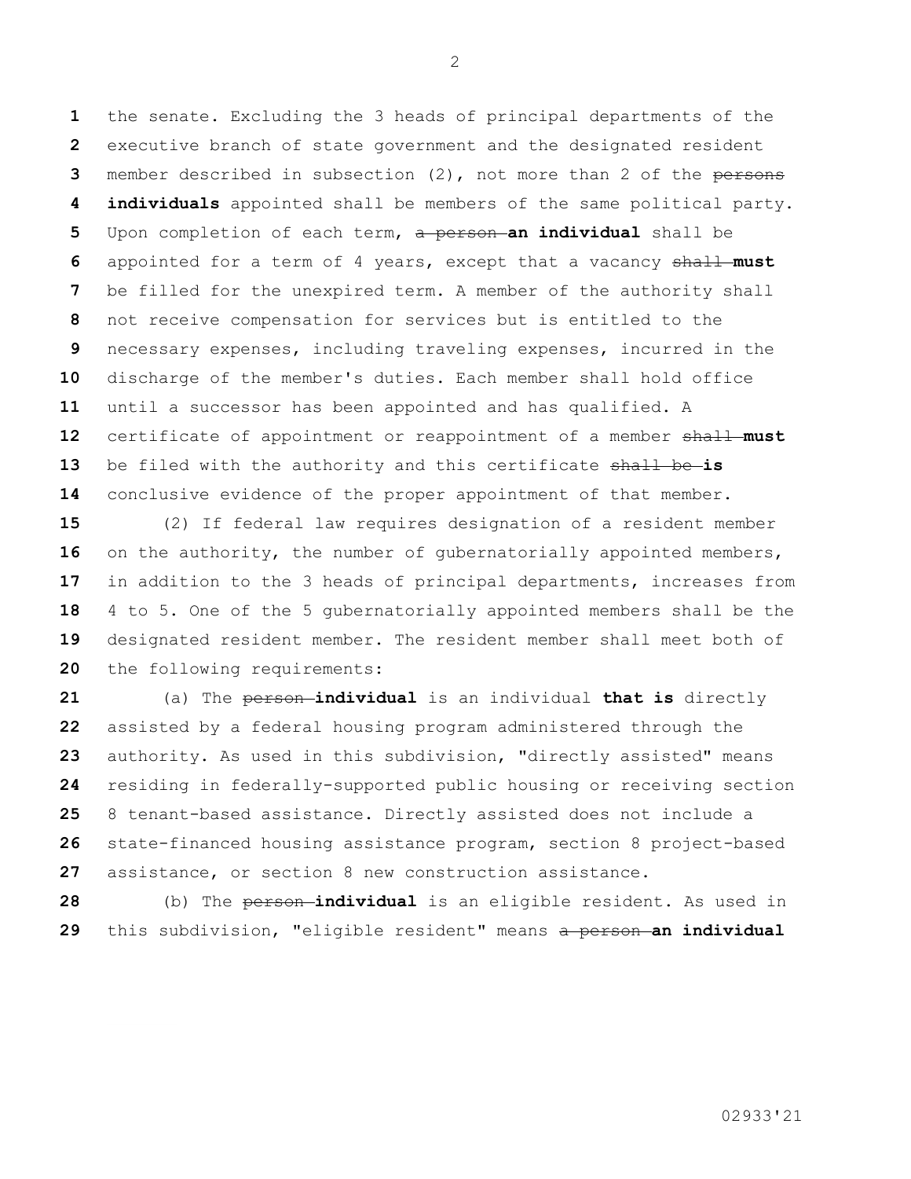the senate. Excluding the 3 heads of principal departments of the executive branch of state government and the designated resident member described in subsection (2), not more than 2 of the ~~persons~~ **individuals** appointed shall be members of the same political party. Upon completion of each term, ~~a person~~ **an individual** shall be appointed for a term of 4 years, except that a vacancy ~~shall~~ **must** be filled for the unexpired term. A member of the authority shall not receive compensation for services but is entitled to the necessary expenses, including traveling expenses, incurred in the discharge of the member's duties. Each member shall hold office until a successor has been appointed and has qualified. A certificate of appointment or reappointment of a member ~~shall~~ **must** be filed with the authority and this certificate ~~shall be~~ **is** conclusive evidence of the proper appointment of that member.

(2) If federal law requires designation of a resident member on the authority, the number of gubernatorially appointed members, in addition to the 3 heads of principal departments, increases from 4 to 5. One of the 5 gubernatorially appointed members shall be the designated resident member. The resident member shall meet both of the following requirements:

(a) The ~~person~~ **individual** is an individual **that is** directly assisted by a federal housing program administered through the authority. As used in this subdivision, "directly assisted" means residing in federally-supported public housing or receiving section 8 tenant-based assistance. Directly assisted does not include a state-financed housing assistance program, section 8 project-based assistance, or section 8 new construction assistance.

(b) The ~~person~~ **individual** is an eligible resident. As used in this subdivision, "eligible resident" means ~~a person~~ **an individual**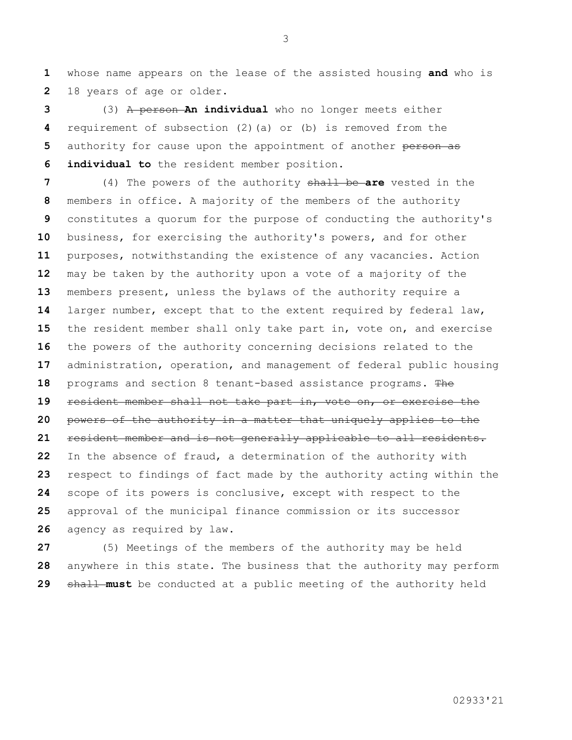whose name appears on the lease of the assisted housing **and** who is 18 years of age or older.

(3) ~~A person~~ **An individual** who no longer meets either requirement of subsection (2)(a) or (b) is removed from the authority for cause upon the appointment of another ~~person as~~ **individual to** the resident member position.

(4) The powers of the authority ~~shall be~~ **are** vested in the members in office. A majority of the members of the authority constitutes a quorum for the purpose of conducting the authority's business, for exercising the authority's powers, and for other purposes, notwithstanding the existence of any vacancies. Action may be taken by the authority upon a vote of a majority of the members present, unless the bylaws of the authority require a larger number, except that to the extent required by federal law, the resident member shall only take part in, vote on, and exercise the powers of the authority concerning decisions related to the administration, operation, and management of federal public housing programs and section 8 tenant-based assistance programs. ~~The resident member shall not take part in, vote on, or exercise the powers of the authority in a matter that uniquely applies to the resident member and is not generally applicable to all residents.~~ In the absence of fraud, a determination of the authority with respect to findings of fact made by the authority acting within the scope of its powers is conclusive, except with respect to the approval of the municipal finance commission or its successor agency as required by law.

(5) Meetings of the members of the authority may be held anywhere in this state. The business that the authority may perform ~~shall~~ **must** be conducted at a public meeting of the authority held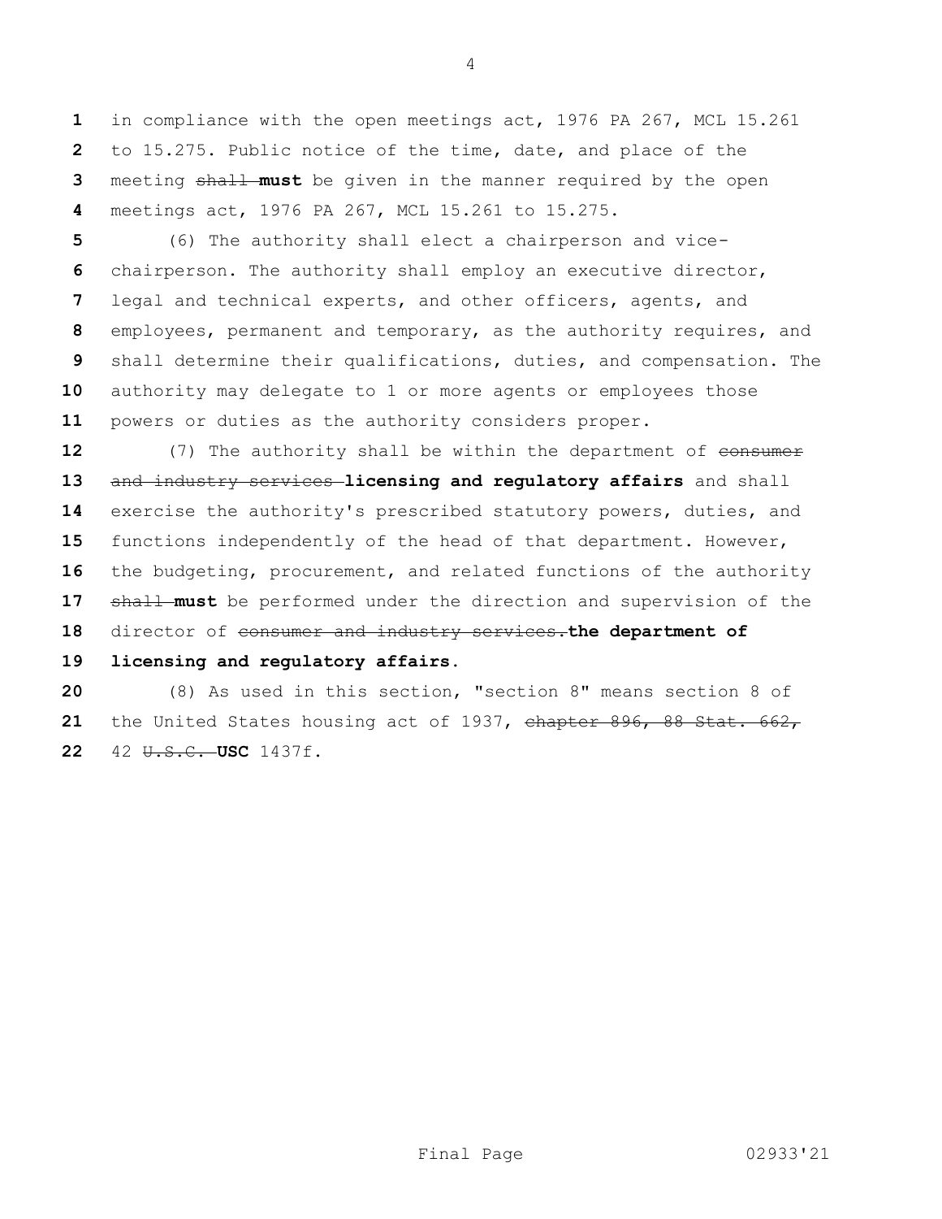in compliance with the open meetings act, 1976 PA 267, MCL 15.261 to 15.275. Public notice of the time, date, and place of the meeting ~~shall~~ **must** be given in the manner required by the open meetings act, 1976 PA 267, MCL 15.261 to 15.275.

(6) The authority shall elect a chairperson and vice-chairperson. The authority shall employ an executive director, legal and technical experts, and other officers, agents, and employees, permanent and temporary, as the authority requires, and shall determine their qualifications, duties, and compensation. The authority may delegate to 1 or more agents or employees those powers or duties as the authority considers proper.

(7) The authority shall be within the department of ~~consumer and industry services~~ **licensing and regulatory affairs** and shall exercise the authority's prescribed statutory powers, duties, and functions independently of the head of that department. However, the budgeting, procurement, and related functions of the authority ~~shall~~ **must** be performed under the direction and supervision of the director of ~~consumer and industry services.~~ **the department of licensing and regulatory affairs.**

(8) As used in this section, "section 8" means section 8 of the United States housing act of 1937, ~~chapter 896, 88 Stat. 662,~~ 42 ~~U.S.C.~~ **USC** 1437f.